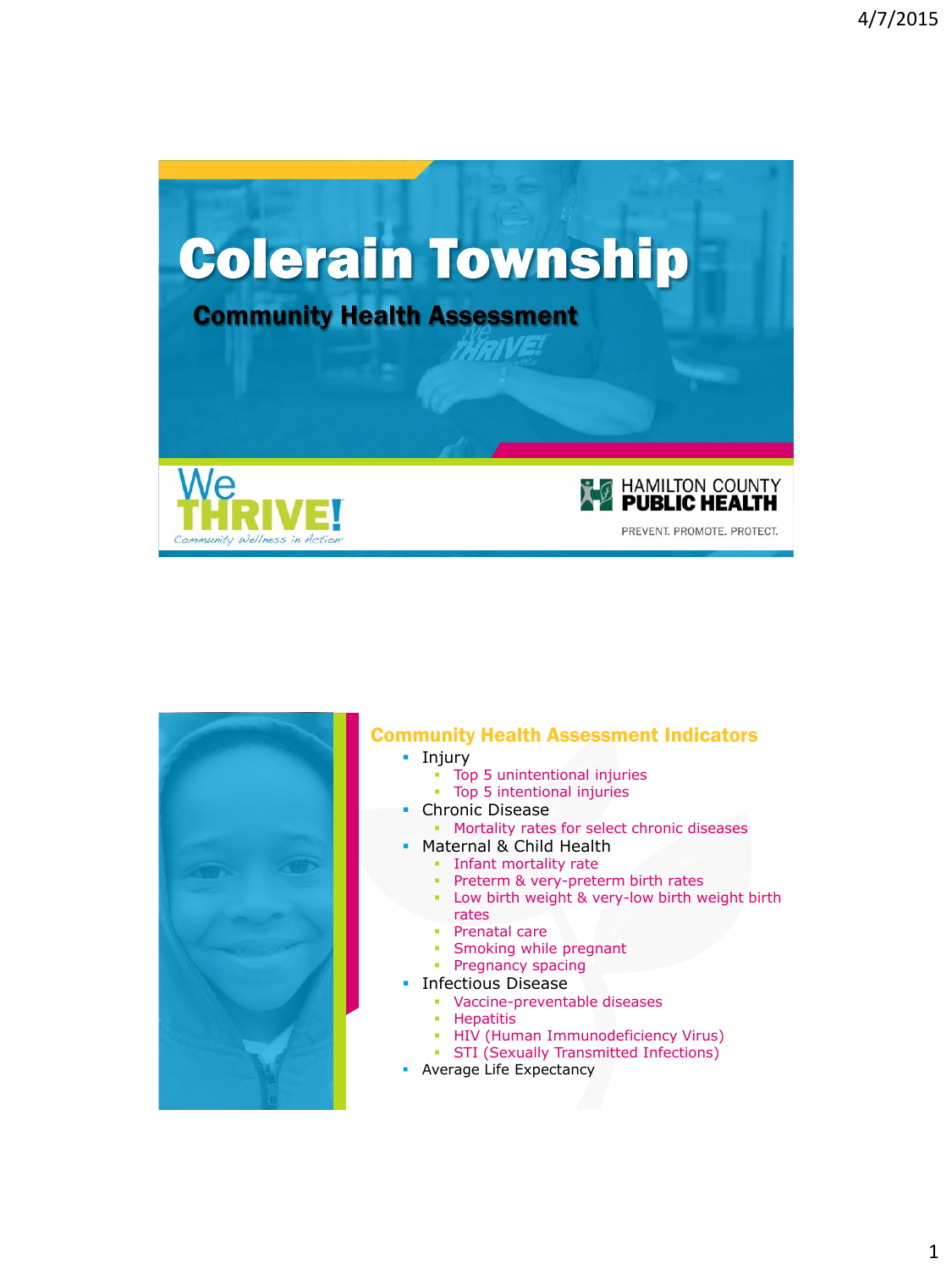# Colerain Township

## Community Health Assessment

We THRIVE!
*Community Wellness in Action*

HAMILTON COUNTY PUBLIC HEALTH
PREVENT. PROMOTE. PROTECT.

## Community Health Assessment Indicators

- Injury
  - Top 5 unintentional injuries
  - Top 5 intentional injuries
- Chronic Disease
  - Mortality rates for select chronic diseases
- Maternal & Child Health
  - Infant mortality rate
  - Preterm & very-preterm birth rates
  - Low birth weight & very-low birth weight birth rates
  - Prenatal care
  - Smoking while pregnant
  - Pregnancy spacing
- Infectious Disease
  - Vaccine-preventable diseases
  - Hepatitis
  - HIV (Human Immunodeficiency Virus)
  - STI (Sexually Transmitted Infections)
- Average Life Expectancy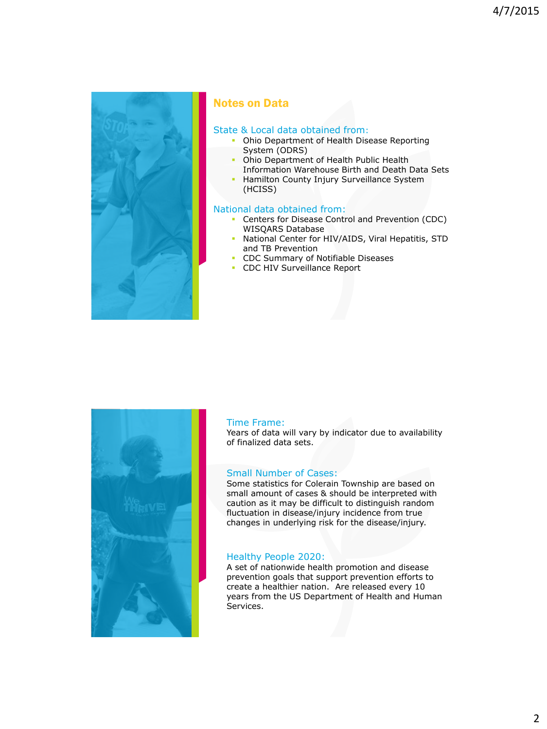## Notes on Data

### State & Local data obtained from:

- Ohio Department of Health Disease Reporting System (ODRS)
- Ohio Department of Health Public Health Information Warehouse Birth and Death Data Sets
- Hamilton County Injury Surveillance System (HCISS)

### National data obtained from:

- Centers for Disease Control and Prevention (CDC) WISQARS Database
- National Center for HIV/AIDS, Viral Hepatitis, STD and TB Prevention
- CDC Summary of Notifiable Diseases
- CDC HIV Surveillance Report

### Time Frame:

Years of data will vary by indicator due to availability of finalized data sets.

### Small Number of Cases:

Some statistics for Colerain Township are based on small amount of cases & should be interpreted with caution as it may be difficult to distinguish random fluctuation in disease/injury incidence from true changes in underlying risk for the disease/injury.

### Healthy People 2020:

A set of nationwide health promotion and disease prevention goals that support prevention efforts to create a healthier nation. Are released every 10 years from the US Department of Health and Human Services.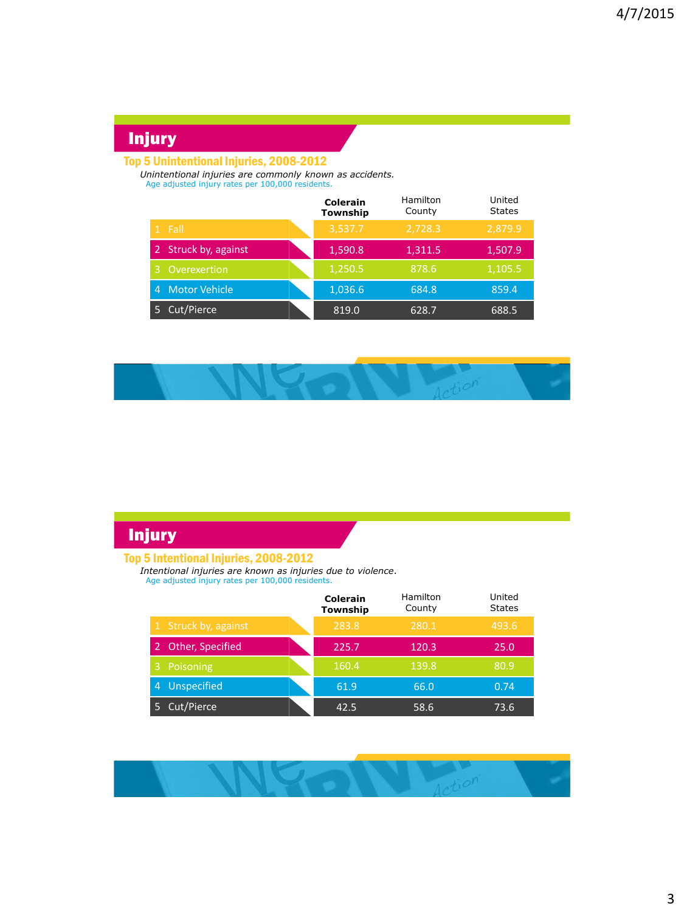## Injury

### Top 5 Unintentional Injuries, 2008-2012

*Unintentional injuries are commonly known as accidents.*
Age adjusted injury rates per 100,000 residents.

| | Colerain Township | Hamilton County | United States |
|---|---|---|---|
| 1 Fall | 3,537.7 | 2,728.3 | 2,879.9 |
| 2 Struck by, against | 1,590.8 | 1,311.5 | 1,507.9 |
| 3 Overexertion | 1,250.5 | 878.6 | 1,105.5 |
| 4 Motor Vehicle | 1,036.6 | 684.8 | 859.4 |
| 5 Cut/Pierce | 819.0 | 628.7 | 688.5 |

## Injury

### Top 5 Intentional Injuries, 2008-2012

*Intentional injuries are known as injuries due to violence.*
Age adjusted injury rates per 100,000 residents.

| | Colerain Township | Hamilton County | United States |
|---|---|---|---|
| 1 Struck by, against | 283.8 | 280.1 | 493.6 |
| 2 Other, Specified | 225.7 | 120.3 | 25.0 |
| 3 Poisoning | 160.4 | 139.8 | 80.9 |
| 4 Unspecified | 61.9 | 66.0 | 0.74 |
| 5 Cut/Pierce | 42.5 | 58.6 | 73.6 |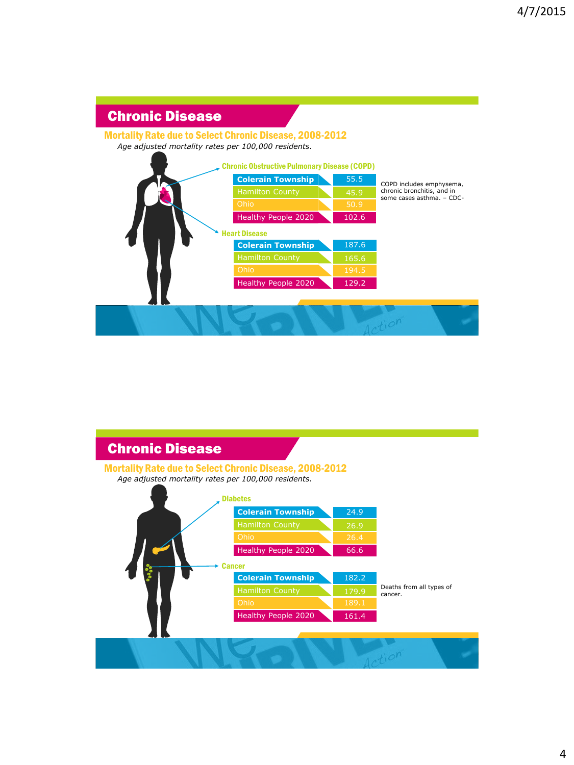## Chronic Disease

### Mortality Rate due to Select Chronic Disease, 2008-2012

*Age adjusted mortality rates per 100,000 residents.*

**Chronic Obstructive Pulmonary Disease (COPD)**

| Area | Rate |
|---|---|
| Colerain Township | 55.5 |
| Hamilton County | 45.9 |
| Ohio | 50.9 |
| Healthy People 2020 | 102.6 |

COPD includes emphysema, chronic bronchitis, and in some cases asthma. – CDC-

**Heart Disease**

| Area | Rate |
|---|---|
| Colerain Township | 187.6 |
| Hamilton County | 165.6 |
| Ohio | 194.5 |
| Healthy People 2020 | 129.2 |

## Chronic Disease

### Mortality Rate due to Select Chronic Disease, 2008-2012

*Age adjusted mortality rates per 100,000 residents.*

**Diabetes**

| Area | Rate |
|---|---|
| Colerain Township | 24.9 |
| Hamilton County | 26.9 |
| Ohio | 26.4 |
| Healthy People 2020 | 66.6 |

**Cancer**

| Area | Rate |
|---|---|
| Colerain Township | 182.2 |
| Hamilton County | 179.9 |
| Ohio | 189.1 |
| Healthy People 2020 | 161.4 |

Deaths from all types of cancer.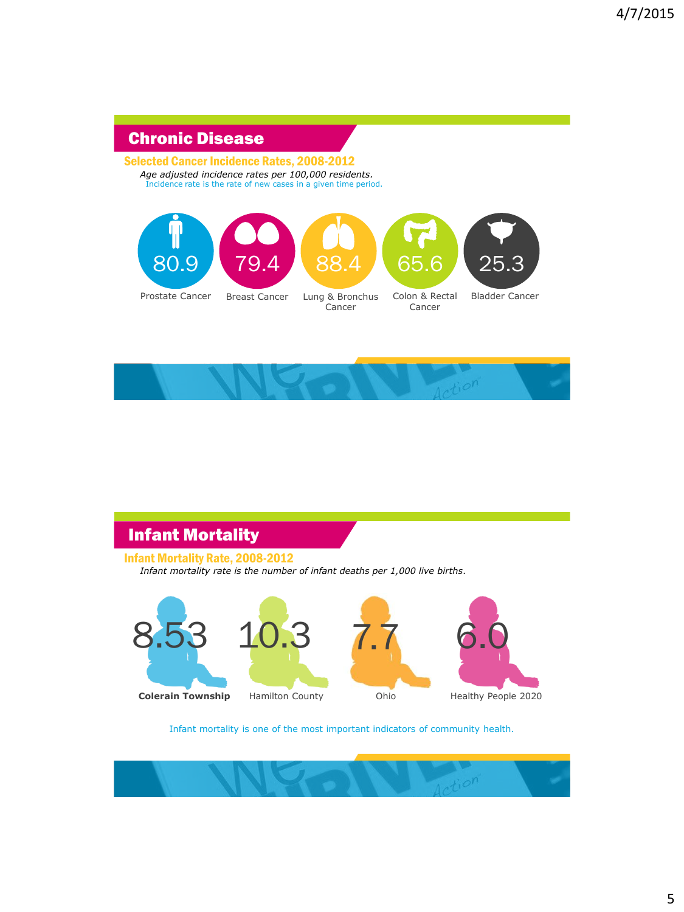## Chronic Disease

### Selected Cancer Incidence Rates, 2008-2012

*Age adjusted incidence rates per 100,000 residents.*

Incidence rate is the rate of new cases in a given time period.

| Prostate Cancer | Breast Cancer | Lung & Bronchus Cancer | Colon & Rectal Cancer | Bladder Cancer |
|---|---|---|---|---|
| 80.9 | 79.4 | 88.4 | 65.6 | 25.3 |

## Infant Mortality

### Infant Mortality Rate, 2008-2012

*Infant mortality rate is the number of infant deaths per 1,000 live births.*

| **Colerain Township** | Hamilton County | Ohio | Healthy People 2020 |
|---|---|---|---|
| 8.53 | 10.3 | 7.7 | 6.0 |

Infant mortality is one of the most important indicators of community health.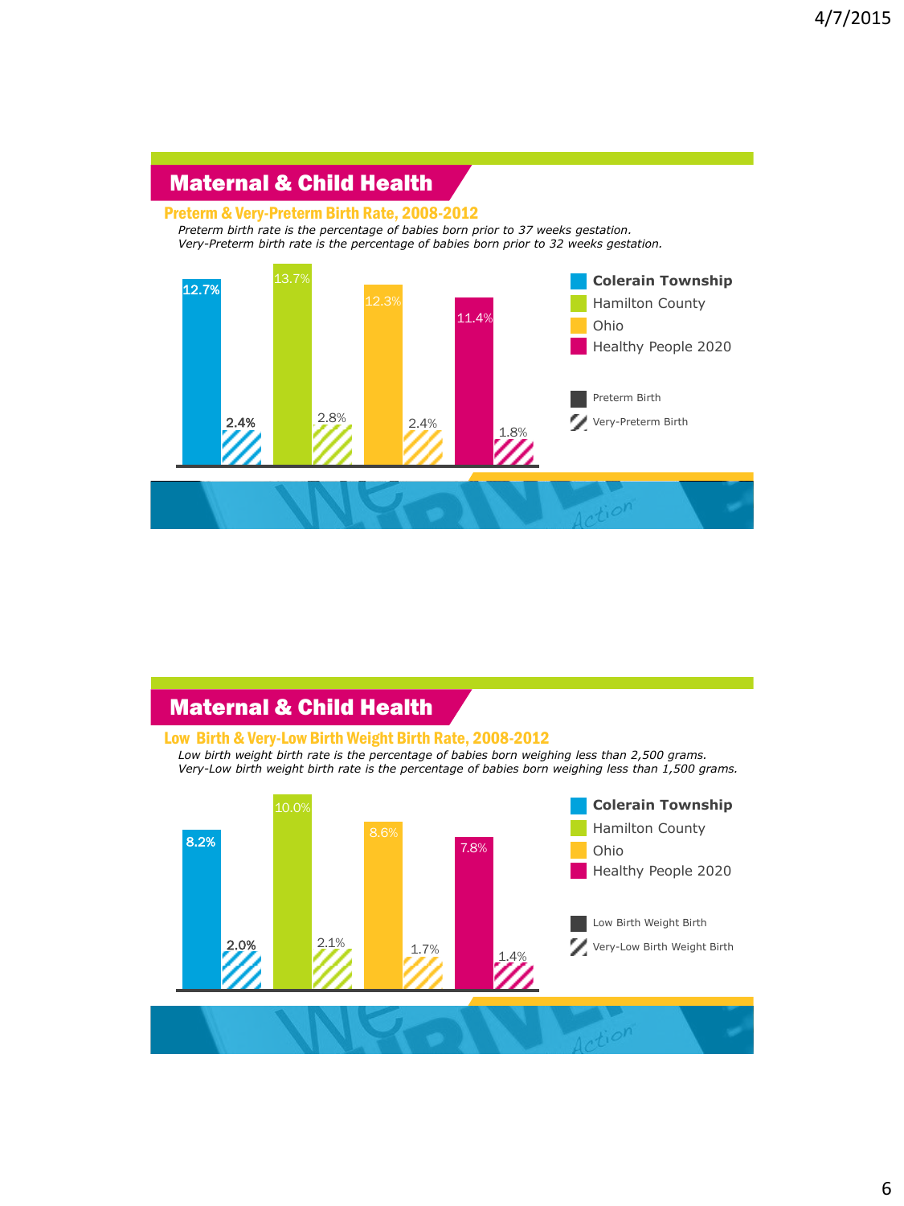## Maternal & Child Health

### Preterm & Very-Preterm Birth Rate, 2008-2012

*Preterm birth rate is the percentage of babies born prior to 37 weeks gestation.*
*Very-Preterm birth rate is the percentage of babies born prior to 32 weeks gestation.*

| | Preterm Birth | Very-Preterm Birth |
|---|---|---|
| Colerain Township | 12.7% | 2.4% |
| Hamilton County | 13.7% | 2.8% |
| Ohio | 12.3% | 2.4% |
| Healthy People 2020 | 11.4% | 1.8% |

## Maternal & Child Health

### Low Birth & Very-Low Birth Weight Birth Rate, 2008-2012

*Low birth weight birth rate is the percentage of babies born weighing less than 2,500 grams.*
*Very-Low birth weight birth rate is the percentage of babies born weighing less than 1,500 grams.*

| | Low Birth Weight Birth | Very-Low Birth Weight Birth |
|---|---|---|
| Colerain Township | 8.2% | 2.0% |
| Hamilton County | 10.0% | 2.1% |
| Ohio | 8.6% | 1.7% |
| Healthy People 2020 | 7.8% | 1.4% |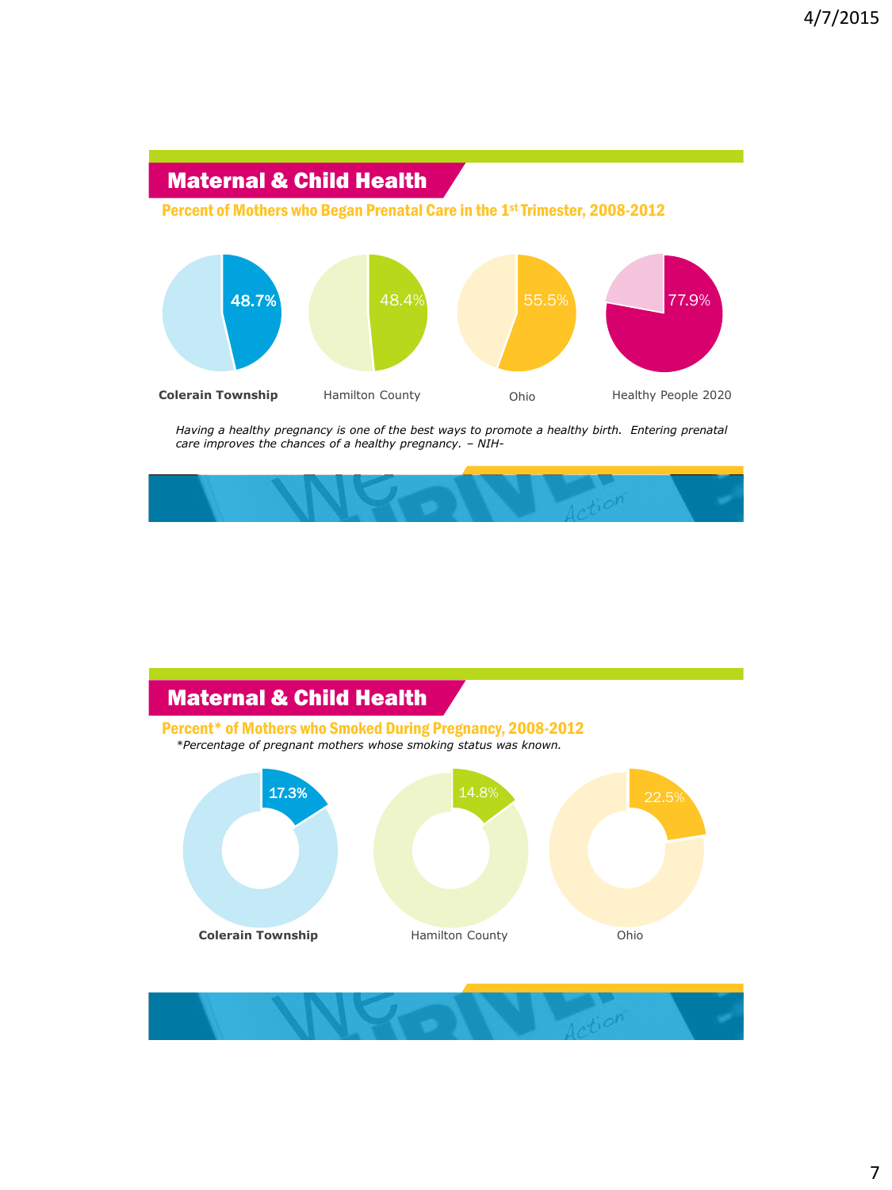## Maternal & Child Health

### Percent of Mothers who Began Prenatal Care in the 1st Trimester, 2008-2012

| Colerain Township | Hamilton County | Ohio | Healthy People 2020 |
|---|---|---|---|
| 48.7% | 48.4% | 55.5% | 77.9% |

*Having a healthy pregnancy is one of the best ways to promote a healthy birth. Entering prenatal care improves the chances of a healthy pregnancy. – NIH-*

## Maternal & Child Health

### Percent* of Mothers who Smoked During Pregnancy, 2008-2012

*\*Percentage of pregnant mothers whose smoking status was known.*

| Colerain Township | Hamilton County | Ohio |
|---|---|---|
| 17.3% | 14.8% | 22.5% |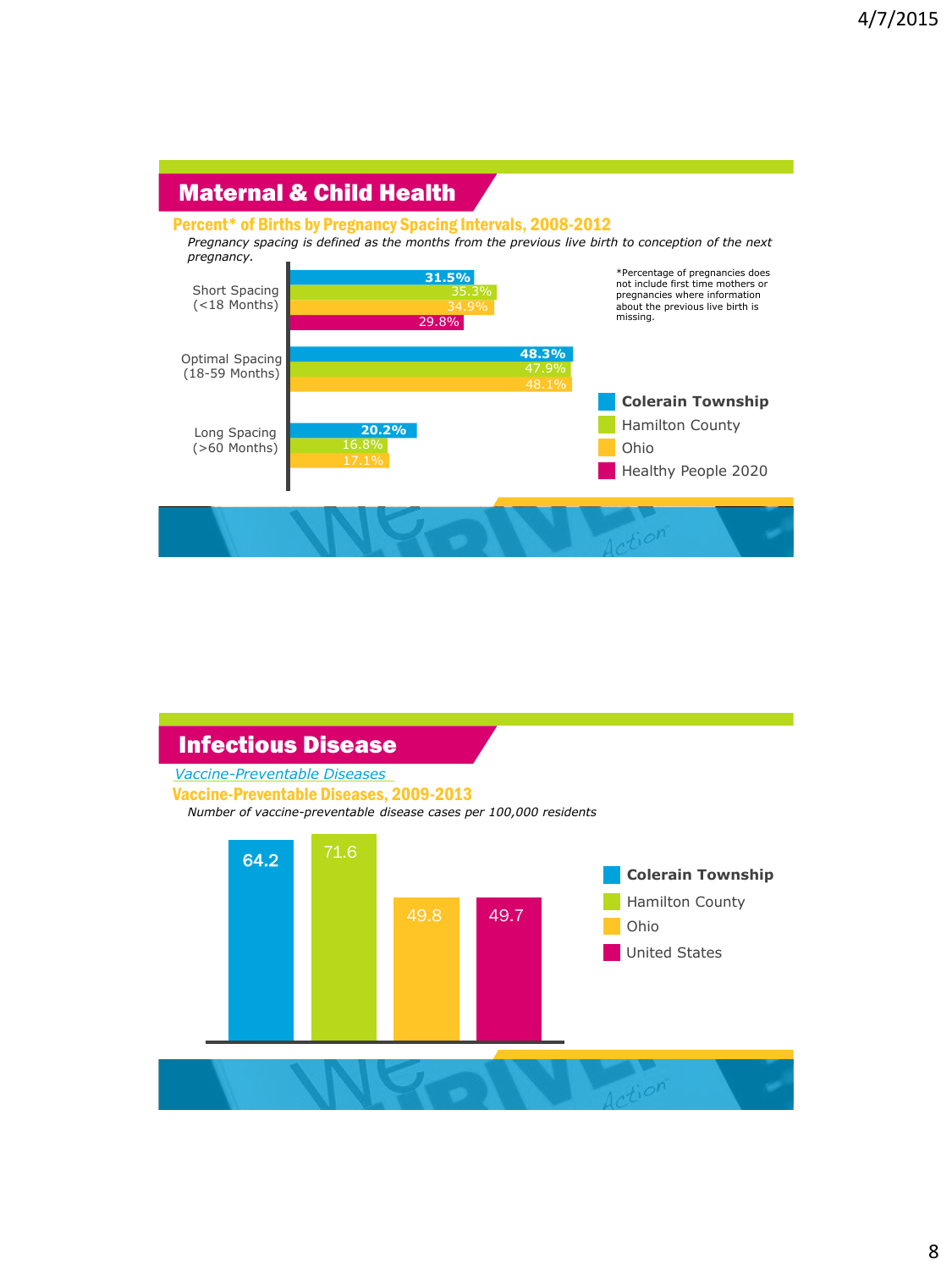## Maternal & Child Health

### Percent* of Births by Pregnancy Spacing Intervals, 2008-2012

*Pregnancy spacing is defined as the months from the previous live birth to conception of the next pregnancy.*

| | Colerain Township | Hamilton County | Ohio | Healthy People 2020 |
|---|---|---|---|---|
| Short Spacing (<18 Months) | 31.5% | 35.3% | 34.9% | 29.8% |
| Optimal Spacing (18-59 Months) | 48.3% | 47.9% | 48.1% | |
| Long Spacing (>60 Months) | 20.2% | 16.8% | 17.1% | |

*Percentage of pregnancies does not include first time mothers or pregnancies where information about the previous live birth is missing.

## Infectious Disease

*Vaccine-Preventable Diseases*

### Vaccine-Preventable Diseases, 2009-2013

*Number of vaccine-preventable disease cases per 100,000 residents*

| Colerain Township | Hamilton County | Ohio | United States |
|---|---|---|---|
| 64.2 | 71.6 | 49.8 | 49.7 |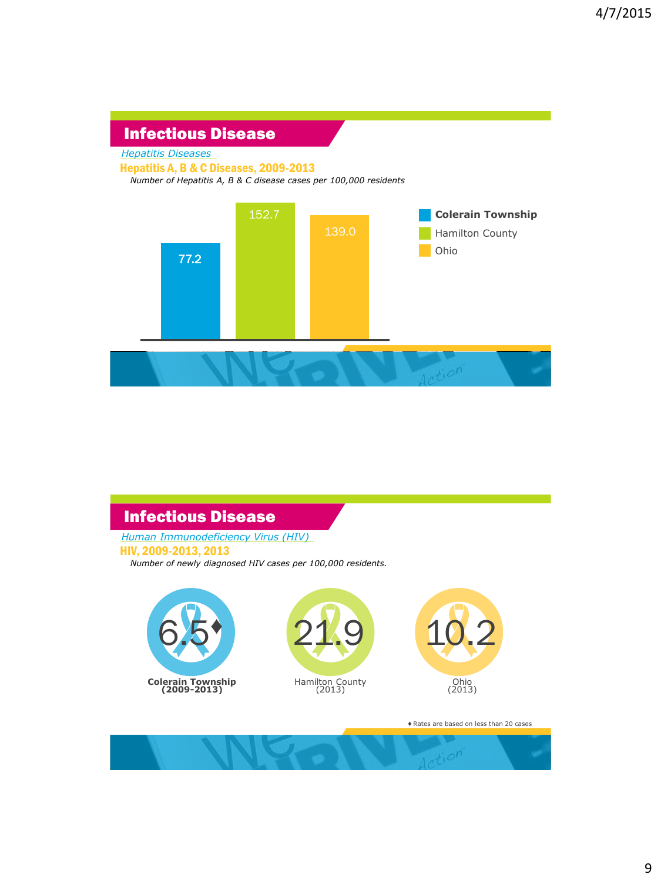## Infectious Disease

*Hepatitis Diseases*

**Hepatitis A, B & C Diseases, 2009-2013**

*Number of Hepatitis A, B & C disease cases per 100,000 residents*

| Colerain Township | Hamilton County | Ohio |
|---|---|---|
| 77.2 | 152.7 | 139.0 |

## Infectious Disease

*Human Immunodeficiency Virus (HIV)*

**HIV, 2009-2013, 2013**

*Number of newly diagnosed HIV cases per 100,000 residents.*

| Colerain Township (2009-2013) | Hamilton County (2013) | Ohio (2013) |
|---|---|---|
| 6.5♦ | 21.9 | 10.2 |

♦ Rates are based on less than 20 cases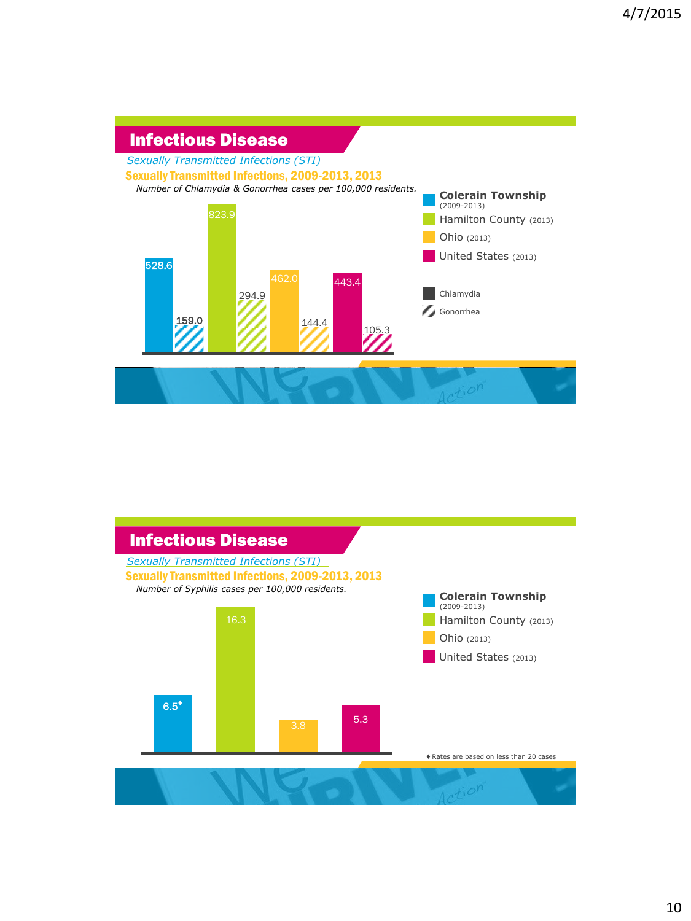## Infectious Disease

*Sexually Transmitted Infections (STI)*

**Sexually Transmitted Infections, 2009-2013, 2013**

*Number of Chlamydia & Gonorrhea cases per 100,000 residents.*

| | Chlamydia | Gonorrhea |
|---|---|---|
| Colerain Township (2009-2013) | 528.6 | 159.0 |
| Hamilton County (2013) | 823.9 | 294.9 |
| Ohio (2013) | 462.0 | 144.4 |
| United States (2013) | 443.4 | 105.3 |

## Infectious Disease

*Sexually Transmitted Infections (STI)*

**Sexually Transmitted Infections, 2009-2013, 2013**

*Number of Syphilis cases per 100,000 residents.*

| | Syphilis |
|---|---|
| Colerain Township (2009-2013) | 6.5♦ |
| Hamilton County (2013) | 16.3 |
| Ohio (2013) | 3.8 |
| United States (2013) | 5.3 |

♦ Rates are based on less than 20 cases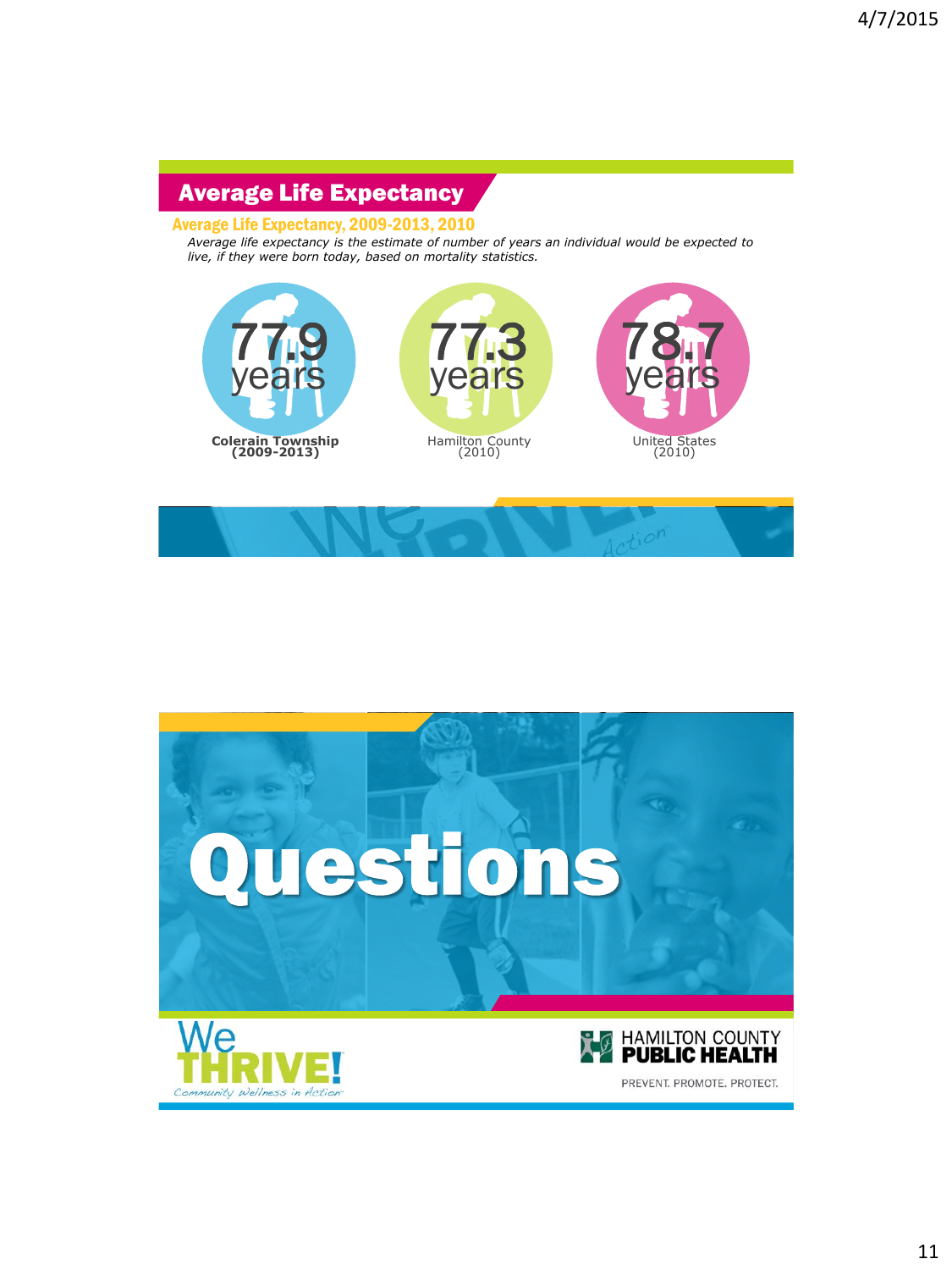## Average Life Expectancy

### Average Life Expectancy, 2009-2013, 2010

*Average life expectancy is the estimate of number of years an individual would be expected to live, if they were born today, based on mortality statistics.*

77.9 years

**Colerain Township (2009-2013)**

77.3 years

Hamilton County (2010)

78.7 years

United States (2010)

# Questions

We THRIVE! Community Wellness in Action

HAMILTON COUNTY PUBLIC HEALTH

PREVENT. PROMOTE. PROTECT.